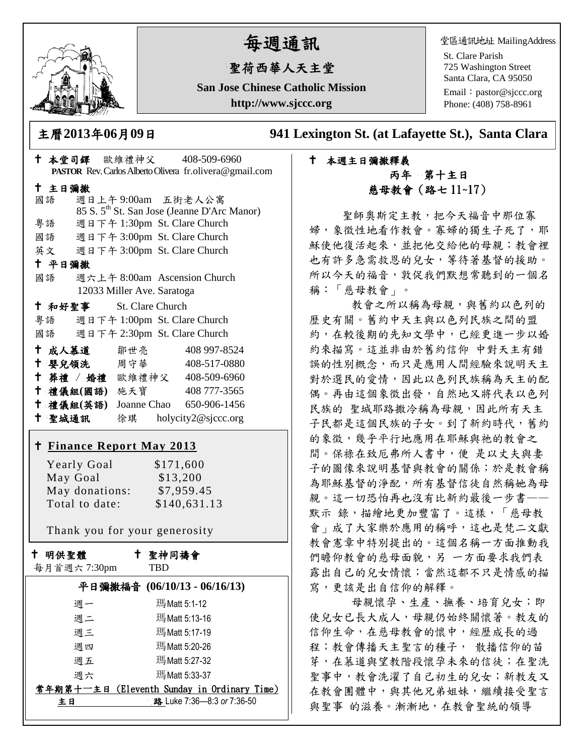# 每週通訊

## 聖荷西華人天主堂

**San Jose Chinese Catholic Mission**

**http://www.sjccc.org**

堂區通訊地址 MailingAddress
St. Clare Parish
725 Washington Street
Santa Clara, CA 95050
Email：pastor@sjccc.org
Phone: (408) 758-8961

**主曆2013年06月09日**　**941 Lexington St. (at Lafayette St.), Santa Clara**

✝ **本堂司鐸** 歐維禮神父 408-509-6960
**PASTOR** Rev. Carlos Alberto Olivera fr.olivera@gmail.com

✝ **主日彌撒**
國語 週日上午 9:00am 五街老人公寓
85 S. 5th St. San Jose (Jeanne D'Arc Manor)
粵語 週日下午 1:30pm St. Clare Church
國語 週日下午 3:00pm St. Clare Church
英文 週日下午 3:00pm St. Clare Church

✝ **平日彌撒**
國語 週六上午 8:00am Ascension Church
12033 Miller Ave. Saratoga

✝ **和好聖事** St. Clare Church
粵語 週日下午 1:00pm St. Clare Church
國語 週日下午 2:30pm St. Clare Church

✝ **成人慕道** 鄒世亮 408 997-8524
✝ **嬰兒領洗** 周守華 408-517-0880
✝ **葬禮 / 婚禮** 歐維禮神父 408-509-6960
✝ **禮儀組(國語)** 施天寶 408 777-3565
✝ **禮儀組(英語)** Joanne Chao 650-906-1456
✝ **聖城通訊** 徐琪 holycity2@sjccc.org

✝ **Finance Report May 2013**

| | |
|---|---|
| Yearly Goal | $171,600 |
| May Goal | $13,200 |
| May donations: | $7,959.45 |
| Total to date: | $140,631.13 |

Thank you for your generosity

✝ **明供聖體**
每月首週六 7:30pm

✝ **聖神同禱會**
TBD

**平日彌撒福音 (06/10/13 - 06/16/13)**

| | |
|---|---|
| 週一 | 瑪 Matt 5:1-12 |
| 週二 | 瑪 Matt 5:13-16 |
| 週三 | 瑪 Matt 5:17-19 |
| 週四 | 瑪 Matt 5:20-26 |
| 週五 | 瑪 Matt 5:27-32 |
| 週六 | 瑪 Matt 5:33-37 |

**常年期第十一主日 (Eleventh Sunday in Ordinary Time)**
**主日** **路** Luke 7:36—8:3 *or* 7:36-50

✝ **本週主日彌撒釋義**

**丙年 第十主日**
**慈母教會（路七 11~17）**

聖師奧斯定主教，把今天福音中那位寡婦，象徵性地看作教會。寡婦的獨生子死了，耶穌使他復活起來，並把他交給他的母親；教會裡也有許多急需救恩的兒女，等待著基督的援助。所以今天的福音，敦促我們默想常聽到的一個名稱：「慈母教會」。

教會之所以稱為母親，與舊約以色列的歷史有關。舊約中天主與以色列民族之間的盟約，在較後期的先知文學中，已經更進一步以婚約來描寫。這並非由於舊約信仰 中對天主有錯誤的性別概念，而只是應用人間經驗來說明天主對於選民的愛情，因此以色列民族稱為天主的配偶。再由這個象徵出發，自然地又將代表以色列民族的 聖城耶路撒冷稱為母親，因此所有天主子民都是這個民族的子女。到了新約時代，舊約的象徵，幾乎平行地應用在耶穌與祂的教會之間。保祿在致厄弗所人書中，便 是以丈夫與妻子的圖像來說明基督與教會的關係；於是教會稱為耶穌基督的淨配，所有基督信徒自然稱她為母親。這一切恐怕再也沒有比新約最後一步書——默示 錄，描繪地更加豐富了。這樣，「慈母教會」成了大家樂於應用的稱呼，這也是梵二文獻教會憲章中特別提出的。這個名稱一方面推動我們瞻仰教會的慈母面貌，另 一方面要求我們表露出自己的兒女情懷；當然這都不只是情感的描寫，更該是出自信仰的解釋。

母親懷孕、生產、撫養、培育兒女；即使兒女已長大成人，母親仍始終關懷著。教友的信仰生命，在慈母教會的懷中，經歷成長的過程；教會傳播天主聖言的種子， 散播信仰的苗芽，在慕道與望教階段懷孕未來的信徒；在聖洗聖事中，教會洗濯了自己初生的兒女；新教友又在教會團體中，與其他兄弟姐妹，繼續接受聖言與聖事 的滋養。漸漸地，在教會聖統的領導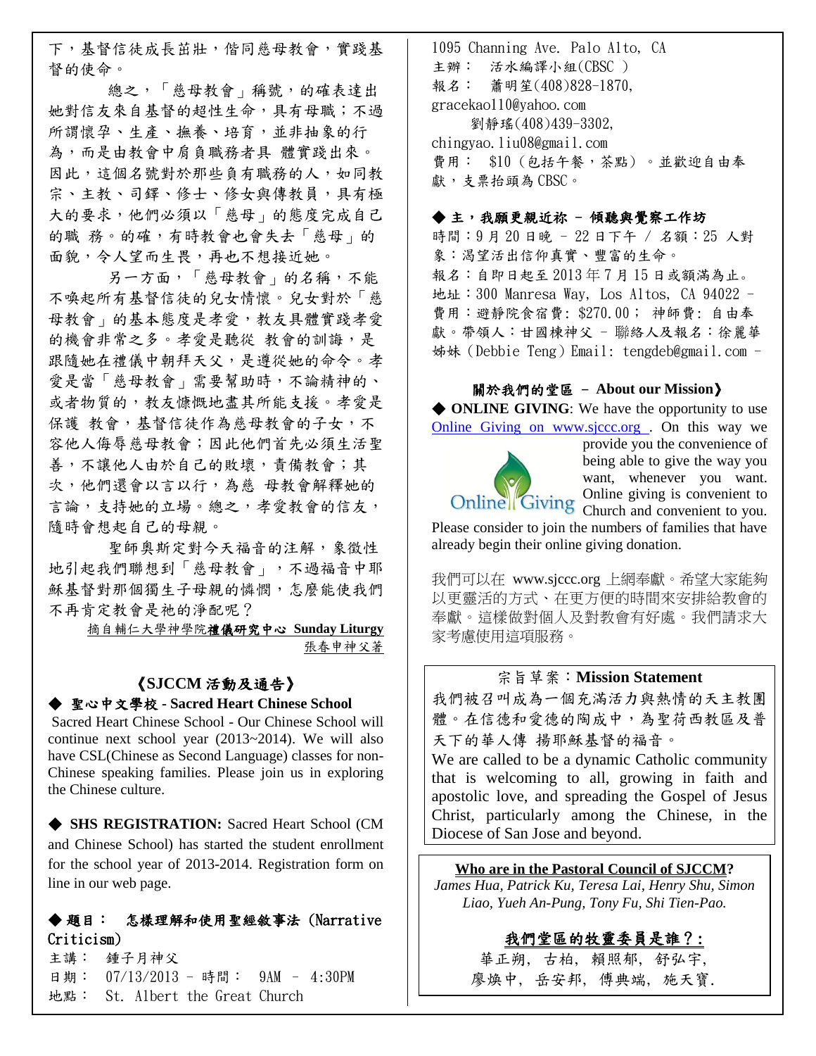下，基督信徒成長茁壯，偕同慈母教會，實踐基督的使命。

總之，「慈母教會」稱號，的確表達出她對信友來自基督的超性生命，具有母職；不過所謂懷孕、生產、撫養、培育，並非抽象的行為，而是由教會中肩負職務者具 體實踐出來。因此，這個名號對於那些負有職務的人，如同教宗、主教、司鐸、修士、修女與傳教員，具有極大的要求，他們必須以「慈母」的態度完成自己的職 務。的確，有時教會也會失去「慈母」的面貌，令人望而生畏，再也不想接近她。

另一方面，「慈母教會」的名稱，不能不喚起所有基督信徒的兒女情懷。兒女對於「慈母教會」的基本態度是孝愛，教友具體實踐孝愛的機會非常之多。孝愛是聽從 教會的訓誨，是跟隨她在禮儀中朝拜天父，是遵從她的命令。孝愛是當「慈母教會」需要幫助時，不論精神的、或者物質的，教友慷慨地盡其所能支援。孝愛是保護 教會，基督信徒作為慈母教會的子女，不容他人侮辱慈母教會；因此他們首先必須生活聖善，不讓他人由於自己的敗壞，責備教會；其次，他們還會以言以行，為慈 母教會解釋她的言論，支持她的立場。總之，孝愛教會的信友，隨時會想起自己的母親。

聖師奧斯定對今天福音的注解，象徵性地引起我們聯想到「慈母教會」，不過福音中耶穌基督對那個獨生子母親的憐憫，怎麼能使我們不再肯定教會是祂的淨配呢？

摘自輔仁大學神學院**禮儀研究中心 Sunday Liturgy**
張春申神父著

## 《SJCCM 活動及通告》

◆ **聖心中文學校 - Sacred Heart Chinese School**

Sacred Heart Chinese School - Our Chinese School will continue next school year (2013~2014). We will also have CSL(Chinese as Second Language) classes for non-Chinese speaking families. Please join us in exploring the Chinese culture.

◆ **SHS REGISTRATION:** Sacred Heart School (CM and Chinese School) has started the student enrollment for the school year of 2013-2014. Registration form on line in our web page.

◆ **題目： 怎樣理解和使用聖經敘事法 (Narrative Criticism)**

主講： 鍾子月神父
日期： 07/13/2013 – 時間： 9AM – 4:30PM
地點： St. Albert the Great Church
1095 Channing Ave. Palo Alto, CA
主辦： 活水編譯小組(CBSC )
報名： 蕭明笙(408)828-1870, gracekao110@yahoo.com
劉静瑤(408)439-3302, chingyao.liu08@gmail.com
費用： $10（包括午餐，茶點）。並歡迎自由奉獻，支票抬頭為 CBSC。

◆ **主，我願更親近祢 – 傾聽與覺察工作坊**

時間：9 月 20 日晚 – 22 日下午 / 名額：25 人對象：渴望活出信仰真實、豐富的生命。
報名：自即日起至 2013 年 7 月 15 日或額滿為止。
地址：300 Manresa Way, Los Altos, CA 94022 – 費用：避静院食宿費: $270.00； 神師費: 自由奉獻。帶領人：甘國棟神父 – 聯絡人及報名：徐麗華姊妹 (Debbie Teng) Email: tengdeb@gmail.com –

## 關於我們的堂區 – About our Mission》

◆ **ONLINE GIVING**: We have the opportunity to use Online Giving on www.sjccc.org . On this way we provide you the convenience of being able to give the way you want, whenever you want. Online giving is convenient to Church and convenient to you. Please consider to join the numbers of families that have already begin their online giving donation.

我們可以在 www.sjccc.org 上網奉獻。希望大家能夠以更靈活的方式、在更方便的時間來安排給教會的奉獻。這樣做對個人及對教會有好處。我們請求大家考慮使用這項服務。

### 宗旨草案：**Mission Statement**

我們被召叫成為一個充滿活力與熱情的天主教團體。在信德和愛德的陶成中，為聖荷西教區及普天下的華人傳 揚耶穌基督的福音。

We are called to be a dynamic Catholic community that is welcoming to all, growing in faith and apostolic love, and spreading the Gospel of Jesus Christ, particularly among the Chinese, in the Diocese of San Jose and beyond.

**Who are in the Pastoral Council of SJCCM?**

*James Hua, Patrick Ku, Teresa Lai, Henry Shu, Simon Liao, Yueh An-Pung, Tony Fu, Shi Tien-Pao.*

**我們堂區的牧靈委員是誰？:**

華正朔, 古柏, 賴照郁, 舒弘宇, 廖焕中, 岳安邦, 傅典端, 施天寶.